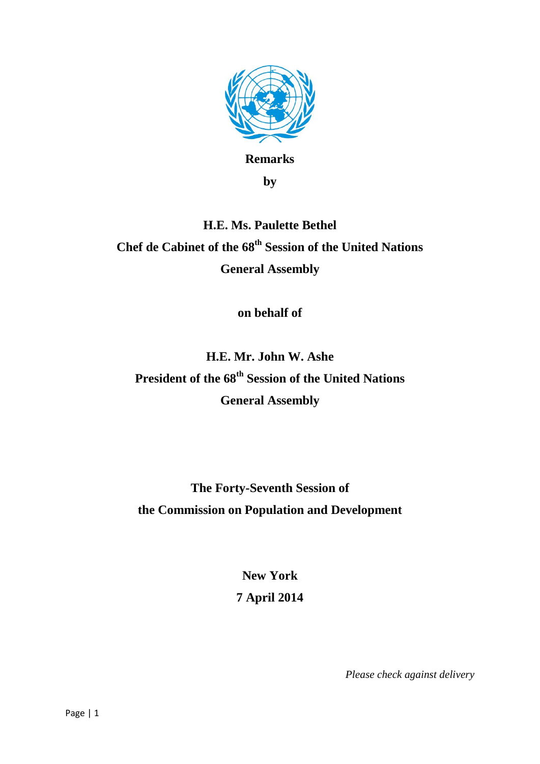**Remarks**

**by**

**H.E. Ms. Paulette Bethel**

**Chef de Cabinet of the 68th Session of the United Nations General Assembly**

**on behalf of**

**H.E. Mr. John W. Ashe**

**President of the 68th Session of the United Nations General Assembly**

**The Forty-Seventh Session of the Commission on Population and Development**

**New York**

**7 April 2014**

*Please check against delivery*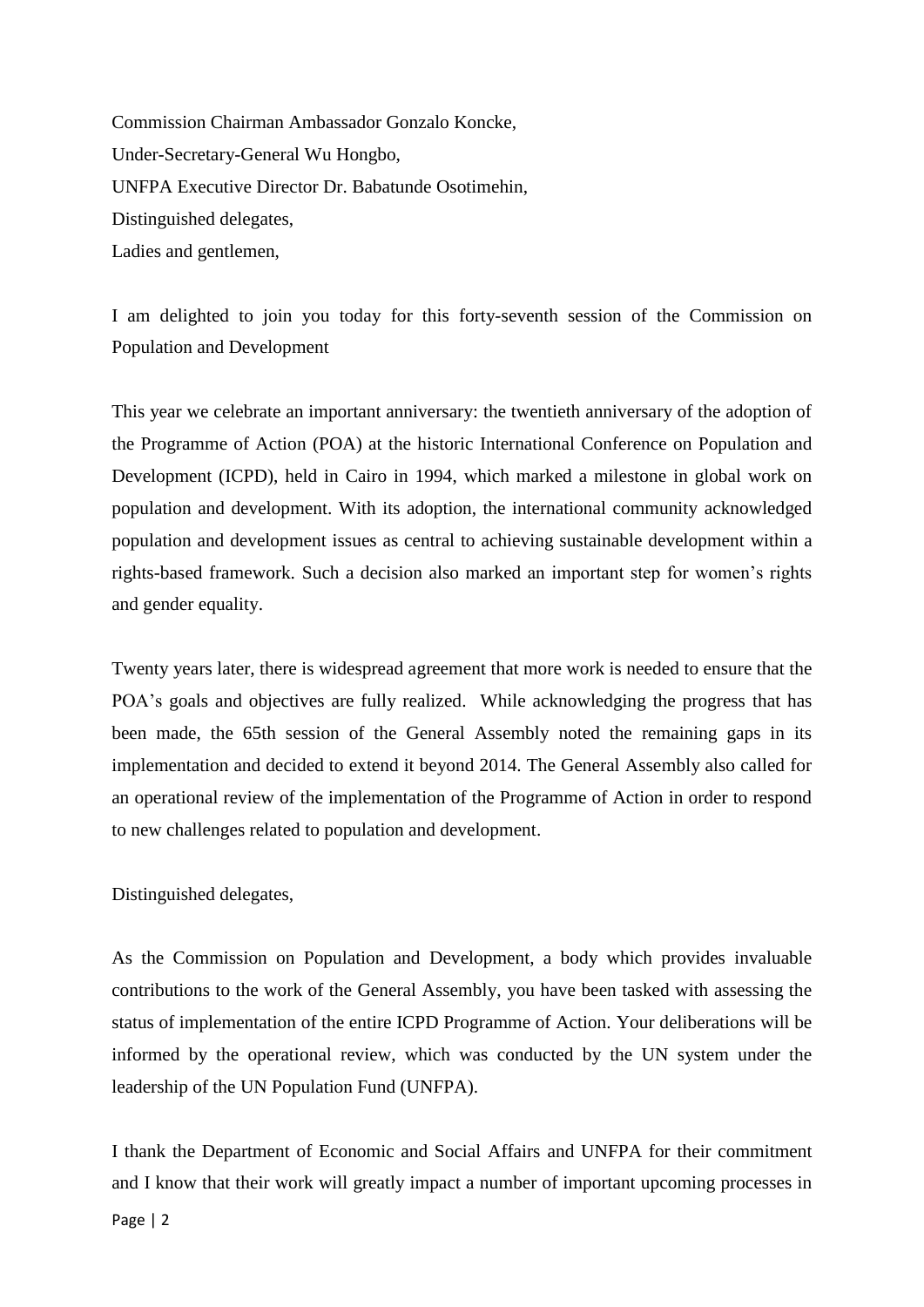Commission Chairman Ambassador Gonzalo Koncke,

Under-Secretary-General Wu Hongbo,

UNFPA Executive Director Dr. Babatunde Osotimehin,

Distinguished delegates,

Ladies and gentlemen,

I am delighted to join you today for this forty-seventh session of the Commission on Population and Development

This year we celebrate an important anniversary: the twentieth anniversary of the adoption of the Programme of Action (POA) at the historic International Conference on Population and Development (ICPD), held in Cairo in 1994, which marked a milestone in global work on population and development. With its adoption, the international community acknowledged population and development issues as central to achieving sustainable development within a rights-based framework. Such a decision also marked an important step for women's rights and gender equality.

Twenty years later, there is widespread agreement that more work is needed to ensure that the POA's goals and objectives are fully realized. While acknowledging the progress that has been made, the 65th session of the General Assembly noted the remaining gaps in its implementation and decided to extend it beyond 2014. The General Assembly also called for an operational review of the implementation of the Programme of Action in order to respond to new challenges related to population and development.

Distinguished delegates,

As the Commission on Population and Development, a body which provides invaluable contributions to the work of the General Assembly, you have been tasked with assessing the status of implementation of the entire ICPD Programme of Action. Your deliberations will be informed by the operational review, which was conducted by the UN system under the leadership of the UN Population Fund (UNFPA).

I thank the Department of Economic and Social Affairs and UNFPA for their commitment and I know that their work will greatly impact a number of important upcoming processes in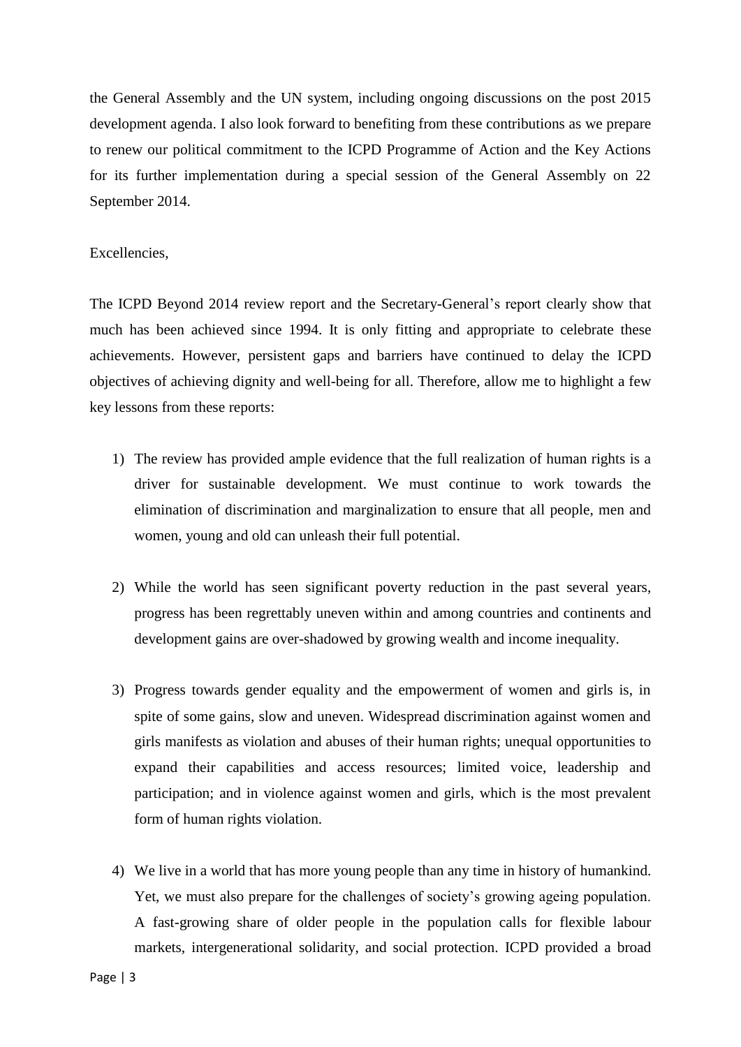the General Assembly and the UN system, including ongoing discussions on the post 2015 development agenda. I also look forward to benefiting from these contributions as we prepare to renew our political commitment to the ICPD Programme of Action and the Key Actions for its further implementation during a special session of the General Assembly on 22 September 2014.

Excellencies,

The ICPD Beyond 2014 review report and the Secretary-General's report clearly show that much has been achieved since 1994. It is only fitting and appropriate to celebrate these achievements. However, persistent gaps and barriers have continued to delay the ICPD objectives of achieving dignity and well-being for all. Therefore, allow me to highlight a few key lessons from these reports:

1) The review has provided ample evidence that the full realization of human rights is a driver for sustainable development. We must continue to work towards the elimination of discrimination and marginalization to ensure that all people, men and women, young and old can unleash their full potential.

2) While the world has seen significant poverty reduction in the past several years, progress has been regrettably uneven within and among countries and continents and development gains are over-shadowed by growing wealth and income inequality.

3) Progress towards gender equality and the empowerment of women and girls is, in spite of some gains, slow and uneven. Widespread discrimination against women and girls manifests as violation and abuses of their human rights; unequal opportunities to expand their capabilities and access resources; limited voice, leadership and participation; and in violence against women and girls, which is the most prevalent form of human rights violation.

4) We live in a world that has more young people than any time in history of humankind. Yet, we must also prepare for the challenges of society's growing ageing population. A fast-growing share of older people in the population calls for flexible labour markets, intergenerational solidarity, and social protection. ICPD provided a broad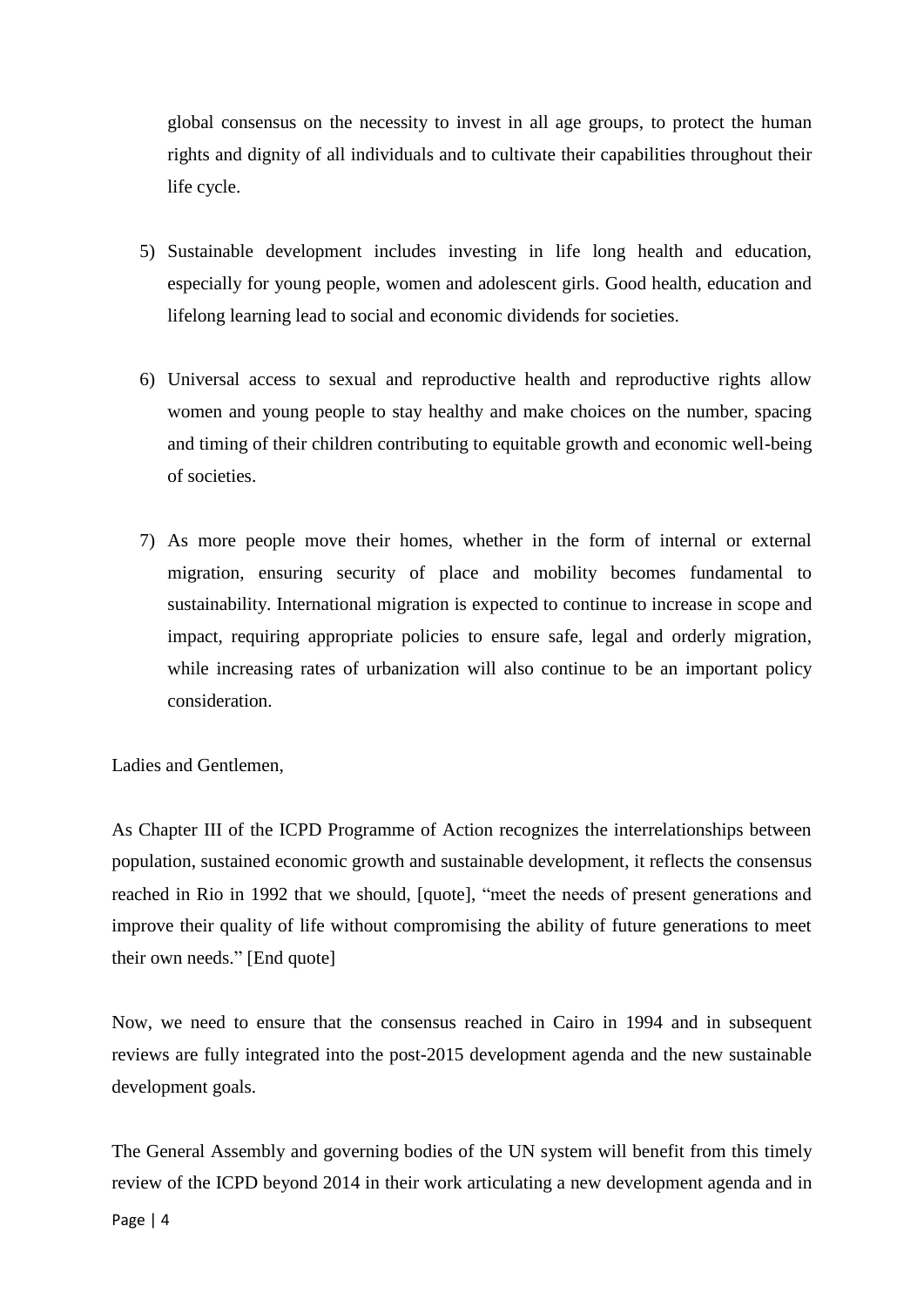global consensus on the necessity to invest in all age groups, to protect the human rights and dignity of all individuals and to cultivate their capabilities throughout their life cycle.

5) Sustainable development includes investing in life long health and education, especially for young people, women and adolescent girls. Good health, education and lifelong learning lead to social and economic dividends for societies.

6) Universal access to sexual and reproductive health and reproductive rights allow women and young people to stay healthy and make choices on the number, spacing and timing of their children contributing to equitable growth and economic well-being of societies.

7) As more people move their homes, whether in the form of internal or external migration, ensuring security of place and mobility becomes fundamental to sustainability. International migration is expected to continue to increase in scope and impact, requiring appropriate policies to ensure safe, legal and orderly migration, while increasing rates of urbanization will also continue to be an important policy consideration.

Ladies and Gentlemen,

As Chapter III of the ICPD Programme of Action recognizes the interrelationships between population, sustained economic growth and sustainable development, it reflects the consensus reached in Rio in 1992 that we should, [quote], "meet the needs of present generations and improve their quality of life without compromising the ability of future generations to meet their own needs." [End quote]

Now, we need to ensure that the consensus reached in Cairo in 1994 and in subsequent reviews are fully integrated into the post-2015 development agenda and the new sustainable development goals.

The General Assembly and governing bodies of the UN system will benefit from this timely review of the ICPD beyond 2014 in their work articulating a new development agenda and in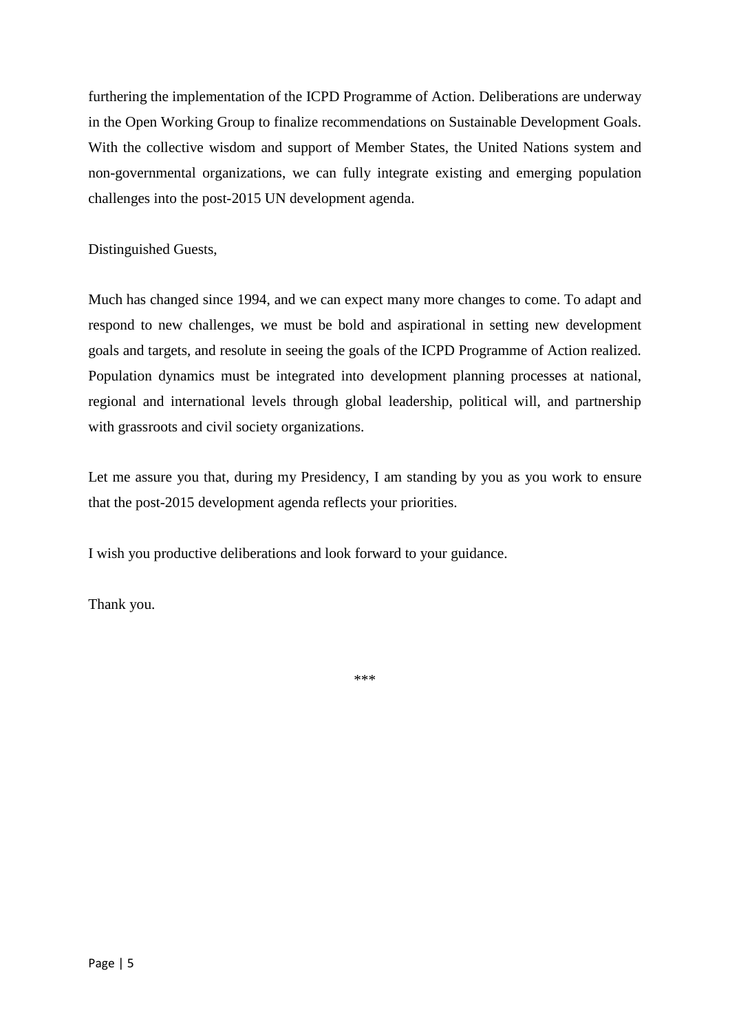furthering the implementation of the ICPD Programme of Action. Deliberations are underway in the Open Working Group to finalize recommendations on Sustainable Development Goals. With the collective wisdom and support of Member States, the United Nations system and non-governmental organizations, we can fully integrate existing and emerging population challenges into the post-2015 UN development agenda.

Distinguished Guests,

Much has changed since 1994, and we can expect many more changes to come. To adapt and respond to new challenges, we must be bold and aspirational in setting new development goals and targets, and resolute in seeing the goals of the ICPD Programme of Action realized. Population dynamics must be integrated into development planning processes at national, regional and international levels through global leadership, political will, and partnership with grassroots and civil society organizations.

Let me assure you that, during my Presidency, I am standing by you as you work to ensure that the post-2015 development agenda reflects your priorities.

I wish you productive deliberations and look forward to your guidance.

Thank you.

***